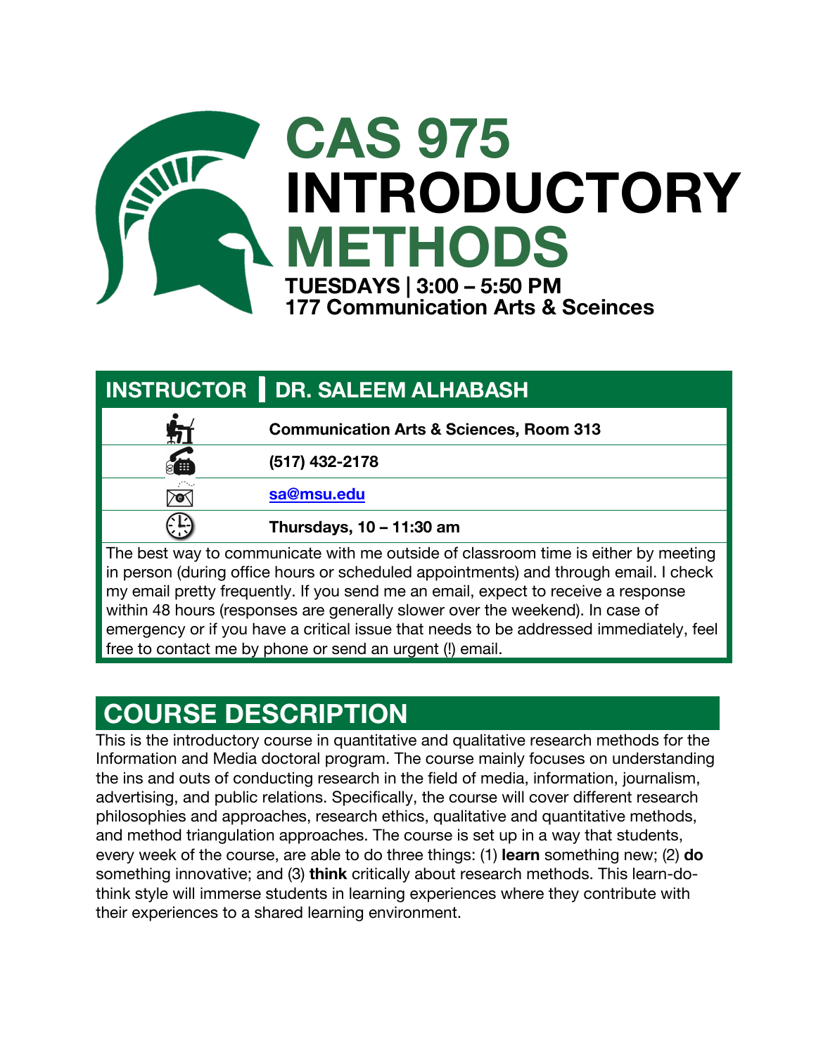# CAS 975 INTRODUCTORY METHODS

**TUESDAYS | 3:00 – 5:50 PM**
**177 Communication Arts & Sceinces**

## INSTRUCTOR | DR. SALEEM ALHABASH

| | |
|---|---|
| Office | **Communication Arts & Sciences, Room 313** |
| Phone | **(517) 432-2178** |
| Email | **sa@msu.edu** |
| Office hours | **Thursdays, 10 – 11:30 am** |

The best way to communicate with me outside of classroom time is either by meeting in person (during office hours or scheduled appointments) and through email. I check my email pretty frequently. If you send me an email, expect to receive a response within 48 hours (responses are generally slower over the weekend). In case of emergency or if you have a critical issue that needs to be addressed immediately, feel free to contact me by phone or send an urgent (!) email.

## COURSE DESCRIPTION

This is the introductory course in quantitative and qualitative research methods for the Information and Media doctoral program. The course mainly focuses on understanding the ins and outs of conducting research in the field of media, information, journalism, advertising, and public relations. Specifically, the course will cover different research philosophies and approaches, research ethics, qualitative and quantitative methods, and method triangulation approaches. The course is set up in a way that students, every week of the course, are able to do three things: (1) **learn** something new; (2) **do** something innovative; and (3) **think** critically about research methods. This learn-do-think style will immerse students in learning experiences where they contribute with their experiences to a shared learning environment.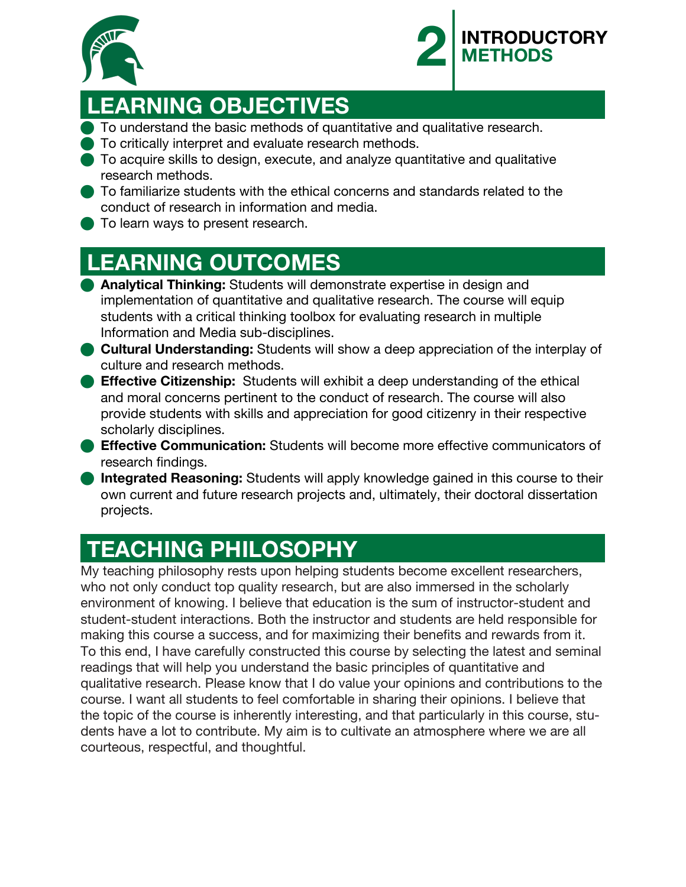## LEARNING OBJECTIVES

- To understand the basic methods of quantitative and qualitative research.
- To critically interpret and evaluate research methods.
- To acquire skills to design, execute, and analyze quantitative and qualitative research methods.
- To familiarize students with the ethical concerns and standards related to the conduct of research in information and media.
- To learn ways to present research.

## LEARNING OUTCOMES

- **Analytical Thinking:** Students will demonstrate expertise in design and implementation of quantitative and qualitative research. The course will equip students with a critical thinking toolbox for evaluating research in multiple Information and Media sub-disciplines.
- **Cultural Understanding:** Students will show a deep appreciation of the interplay of culture and research methods.
- **Effective Citizenship:** Students will exhibit a deep understanding of the ethical and moral concerns pertinent to the conduct of research. The course will also provide students with skills and appreciation for good citizenry in their respective scholarly disciplines.
- **Effective Communication:** Students will become more effective communicators of research findings.
- **Integrated Reasoning:** Students will apply knowledge gained in this course to their own current and future research projects and, ultimately, their doctoral dissertation projects.

## TEACHING PHILOSOPHY

My teaching philosophy rests upon helping students become excellent researchers, who not only conduct top quality research, but are also immersed in the scholarly environment of knowing. I believe that education is the sum of instructor-student and student-student interactions. Both the instructor and students are held responsible for making this course a success, and for maximizing their benefits and rewards from it. To this end, I have carefully constructed this course by selecting the latest and seminal readings that will help you understand the basic principles of quantitative and qualitative research. Please know that I do value your opinions and contributions to the course. I want all students to feel comfortable in sharing their opinions. I believe that the topic of the course is inherently interesting, and that particularly in this course, students have a lot to contribute. My aim is to cultivate an atmosphere where we are all courteous, respectful, and thoughtful.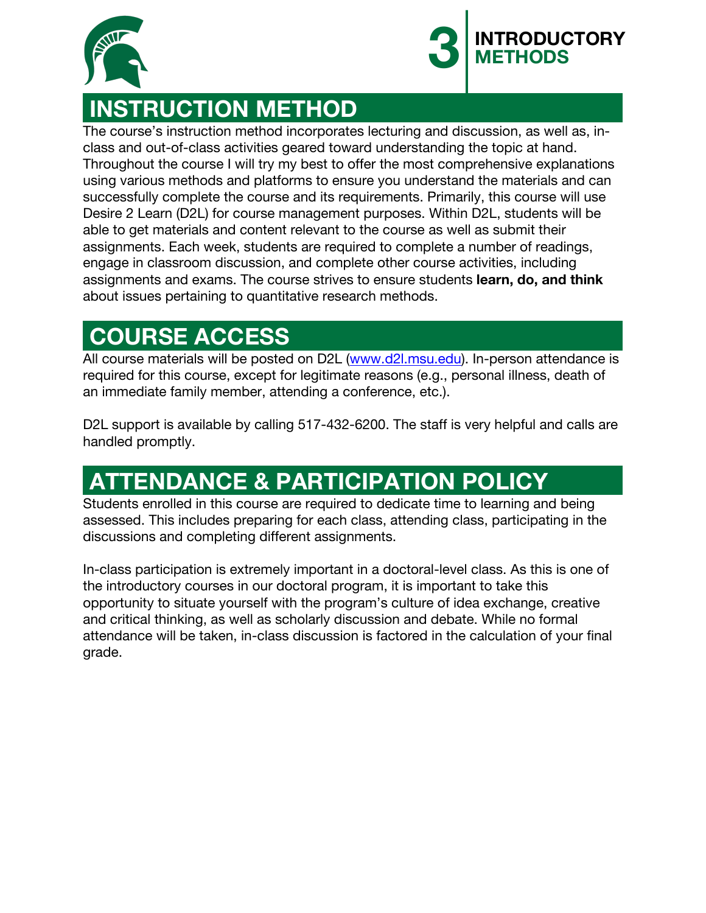## INSTRUCTION METHOD

The course's instruction method incorporates lecturing and discussion, as well as, in-class and out-of-class activities geared toward understanding the topic at hand. Throughout the course I will try my best to offer the most comprehensive explanations using various methods and platforms to ensure you understand the materials and can successfully complete the course and its requirements. Primarily, this course will use Desire 2 Learn (D2L) for course management purposes. Within D2L, students will be able to get materials and content relevant to the course as well as submit their assignments. Each week, students are required to complete a number of readings, engage in classroom discussion, and complete other course activities, including assignments and exams. The course strives to ensure students **learn, do, and think** about issues pertaining to quantitative research methods.

## COURSE ACCESS

All course materials will be posted on D2L (www.d2l.msu.edu). In-person attendance is required for this course, except for legitimate reasons (e.g., personal illness, death of an immediate family member, attending a conference, etc.).

D2L support is available by calling 517-432-6200. The staff is very helpful and calls are handled promptly.

## ATTENDANCE & PARTICIPATION POLICY

Students enrolled in this course are required to dedicate time to learning and being assessed. This includes preparing for each class, attending class, participating in the discussions and completing different assignments.

In-class participation is extremely important in a doctoral-level class. As this is one of the introductory courses in our doctoral program, it is important to take this opportunity to situate yourself with the program's culture of idea exchange, creative and critical thinking, as well as scholarly discussion and debate. While no formal attendance will be taken, in-class discussion is factored in the calculation of your final grade.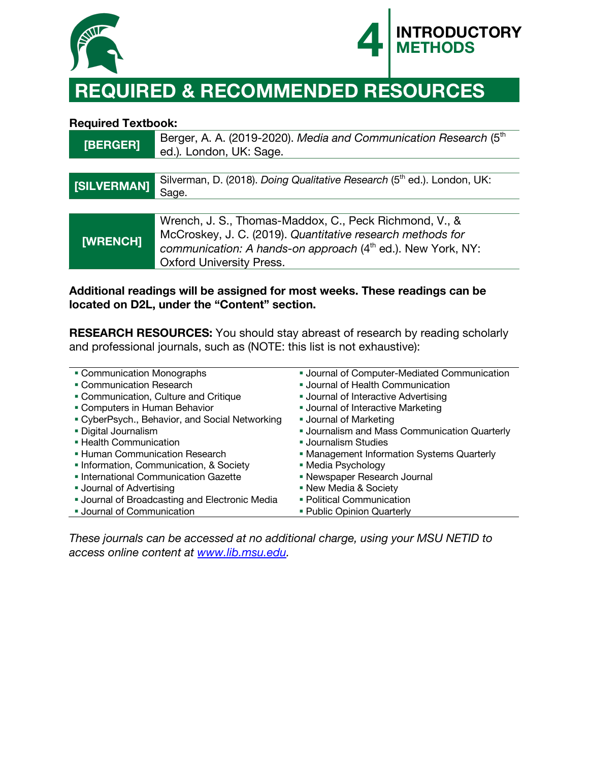# REQUIRED & RECOMMENDED RESOURCES

**Required Textbook:**

| | |
|---|---|
| **[BERGER]** | Berger, A. A. (2019-2020). *Media and Communication Research* (5th ed.). London, UK: Sage. |

| | |
|---|---|
| **[SILVERMAN]** | Silverman, D. (2018). *Doing Qualitative Research* (5th ed.). London, UK: Sage. |

| | |
|---|---|
| **[WRENCH]** | Wrench, J. S., Thomas-Maddox, C., Peck Richmond, V., & McCroskey, J. C. (2019). *Quantitative research methods for communication: A hands-on approach* (4th ed.). New York, NY: Oxford University Press. |

**Additional readings will be assigned for most weeks. These readings can be located on D2L, under the "Content" section.**

**RESEARCH RESOURCES:** You should stay abreast of research by reading scholarly and professional journals, such as (NOTE: this list is not exhaustive):

- Communication Monographs
- Communication Research
- Communication, Culture and Critique
- Computers in Human Behavior
- CyberPsych., Behavior, and Social Networking
- Digital Journalism
- Health Communication
- Human Communication Research
- Information, Communication, & Society
- International Communication Gazette
- Journal of Advertising
- Journal of Broadcasting and Electronic Media
- Journal of Communication
- Journal of Computer-Mediated Communication
- Journal of Health Communication
- Journal of Interactive Advertising
- Journal of Interactive Marketing
- Journal of Marketing
- Journalism and Mass Communication Quarterly
- Journalism Studies
- Management Information Systems Quarterly
- Media Psychology
- Newspaper Research Journal
- New Media & Society
- Political Communication
- Public Opinion Quarterly

*These journals can be accessed at no additional charge, using your MSU NETID to access online content at [www.lib.msu.edu](http://www.lib.msu.edu).*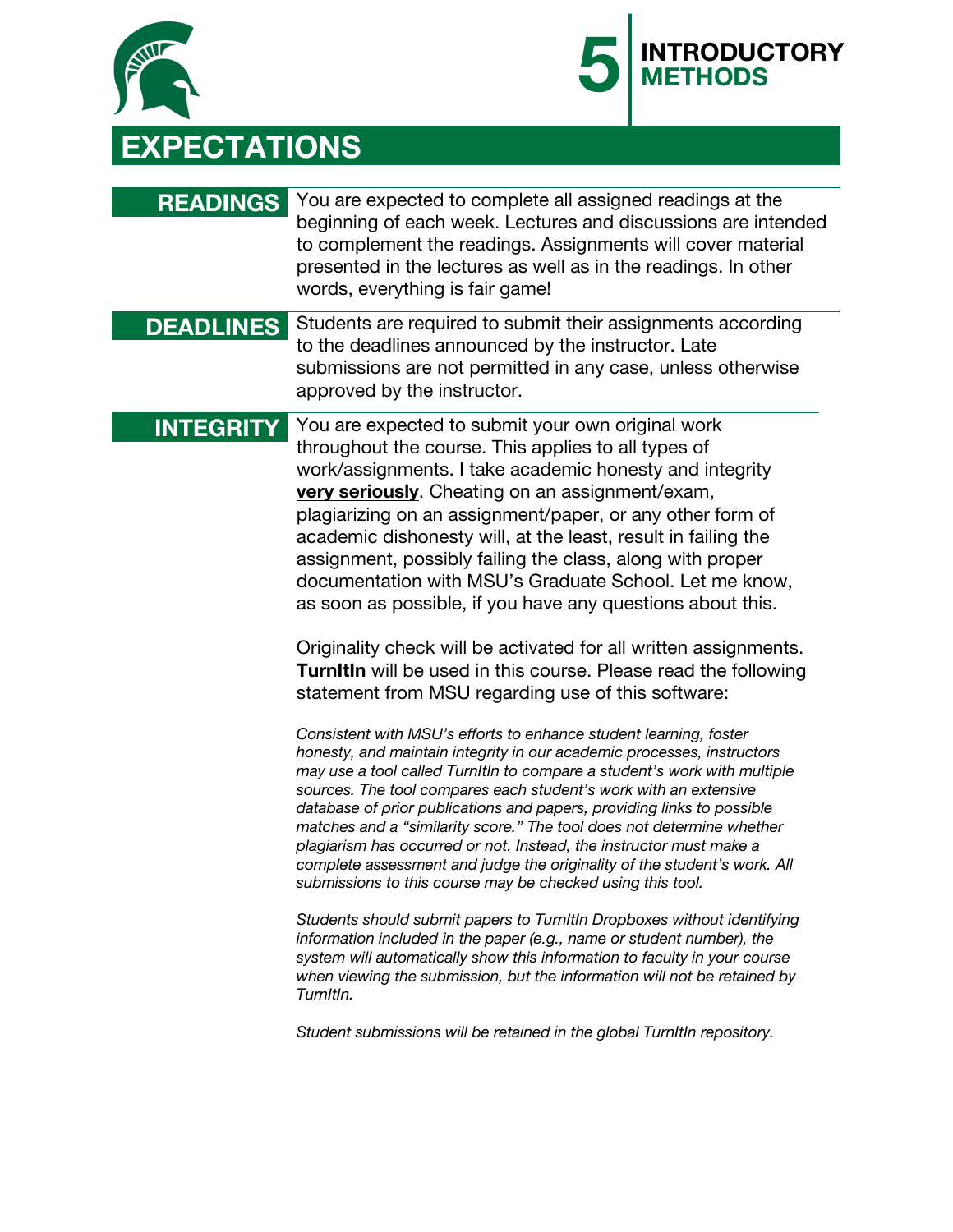# EXPECTATIONS

**READINGS** You are expected to complete all assigned readings at the beginning of each week. Lectures and discussions are intended to complement the readings. Assignments will cover material presented in the lectures as well as in the readings. In other words, everything is fair game!

**DEADLINES** Students are required to submit their assignments according to the deadlines announced by the instructor. Late submissions are not permitted in any case, unless otherwise approved by the instructor.

**INTEGRITY** You are expected to submit your own original work throughout the course. This applies to all types of work/assignments. I take academic honesty and integrity **very seriously**. Cheating on an assignment/exam, plagiarizing on an assignment/paper, or any other form of academic dishonesty will, at the least, result in failing the assignment, possibly failing the class, along with proper documentation with MSU's Graduate School. Let me know, as soon as possible, if you have any questions about this.

Originality check will be activated for all written assignments. **TurnItIn** will be used in this course. Please read the following statement from MSU regarding use of this software:

*Consistent with MSU's efforts to enhance student learning, foster honesty, and maintain integrity in our academic processes, instructors may use a tool called TurnItIn to compare a student's work with multiple sources. The tool compares each student's work with an extensive database of prior publications and papers, providing links to possible matches and a "similarity score." The tool does not determine whether plagiarism has occurred or not. Instead, the instructor must make a complete assessment and judge the originality of the student's work. All submissions to this course may be checked using this tool.*

*Students should submit papers to TurnItIn Dropboxes without identifying information included in the paper (e.g., name or student number), the system will automatically show this information to faculty in your course when viewing the submission, but the information will not be retained by TurnItIn.*

*Student submissions will be retained in the global TurnItIn repository.*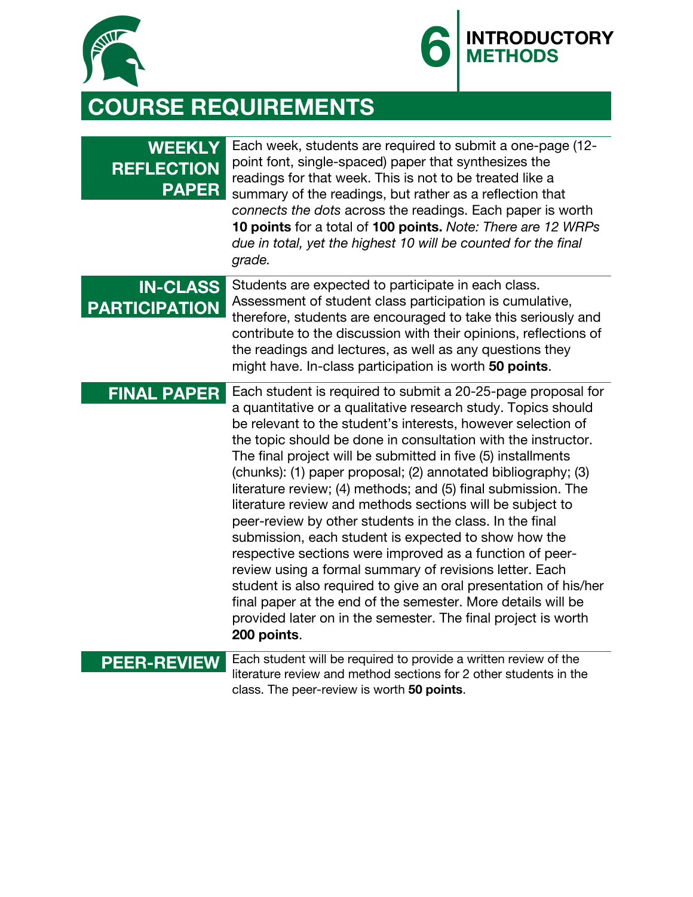## COURSE REQUIREMENTS

### WEEKLY REFLECTION PAPER

Each week, students are required to submit a one-page (12-point font, single-spaced) paper that synthesizes the readings for that week. This is not to be treated like a summary of the readings, but rather as a reflection that *connects the dots* across the readings. Each paper is worth **10 points** for a total of **100 points.** *Note: There are 12 WRPs due in total, yet the highest 10 will be counted for the final grade.*

### IN-CLASS PARTICIPATION

Students are expected to participate in each class. Assessment of student class participation is cumulative, therefore, students are encouraged to take this seriously and contribute to the discussion with their opinions, reflections of the readings and lectures, as well as any questions they might have. In-class participation is worth **50 points**.

### FINAL PAPER

Each student is required to submit a 20-25-page proposal for a quantitative or a qualitative research study. Topics should be relevant to the student's interests, however selection of the topic should be done in consultation with the instructor. The final project will be submitted in five (5) installments (chunks): (1) paper proposal; (2) annotated bibliography; (3) literature review; (4) methods; and (5) final submission. The literature review and methods sections will be subject to peer-review by other students in the class. In the final submission, each student is expected to show how the respective sections were improved as a function of peer-review using a formal summary of revisions letter. Each student is also required to give an oral presentation of his/her final paper at the end of the semester. More details will be provided later on in the semester. The final project is worth **200 points**.

### PEER-REVIEW

Each student will be required to provide a written review of the literature review and method sections for 2 other students in the class. The peer-review is worth **50 points**.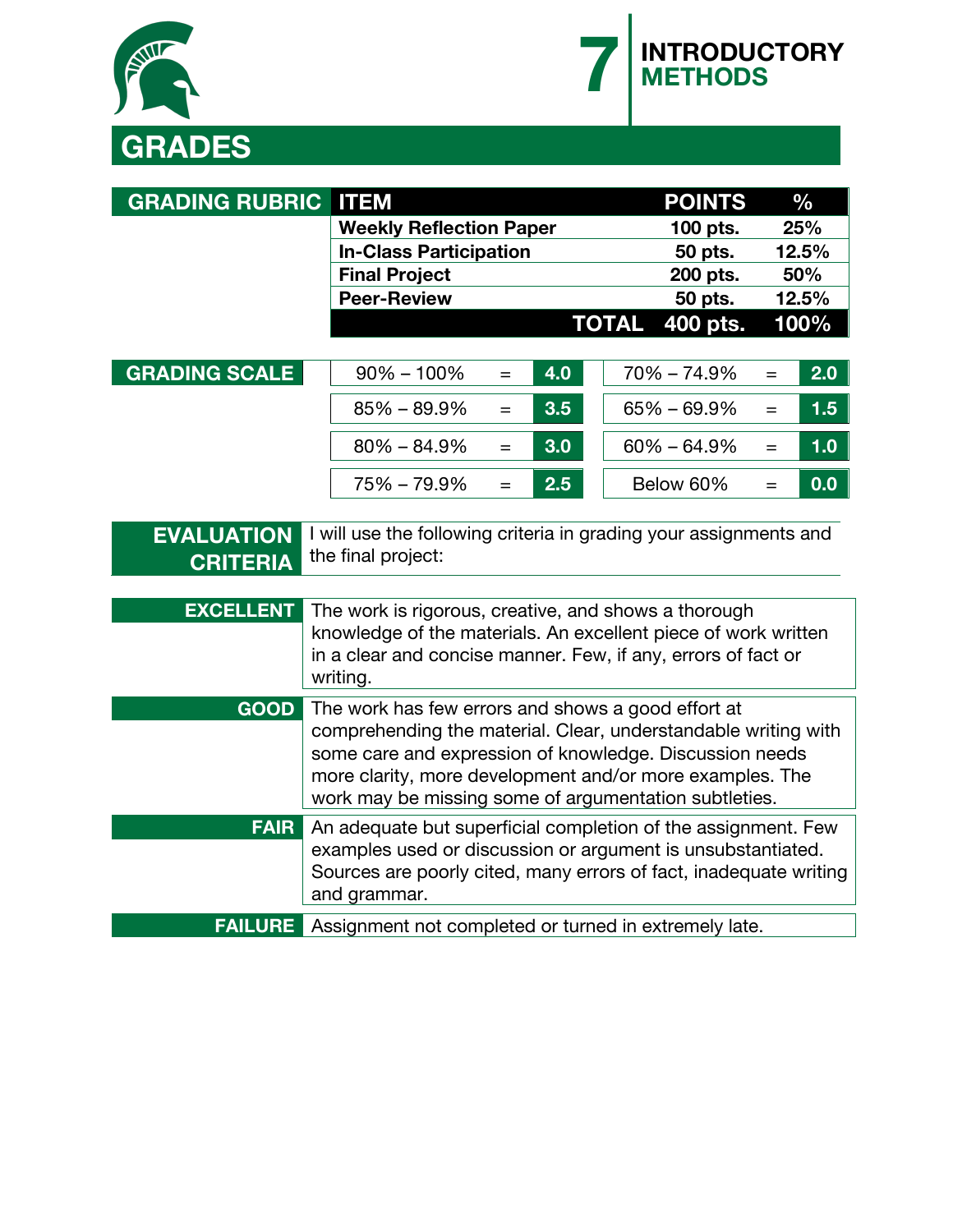# GRADES

## GRADING RUBRIC

| ITEM | POINTS | % |
|---|---|---|
| **Weekly Reflection Paper** | **100 pts.** | **25%** |
| **In-Class Participation** | **50 pts.** | **12.5%** |
| **Final Project** | **200 pts.** | **50%** |
| **Peer-Review** | **50 pts.** | **12.5%** |
| **TOTAL** | **400 pts.** | **100%** |

## GRADING SCALE

| Range | | Grade |
|---|---|---|
| 90% – 100% | = | **4.0** |
| 85% – 89.9% | = | **3.5** |
| 80% – 84.9% | = | **3.0** |
| 75% – 79.9% | = | **2.5** |
| 70% – 74.9% | = | **2.0** |
| 65% – 69.9% | = | **1.5** |
| 60% – 64.9% | = | **1.0** |
| Below 60% | = | **0.0** |

## EVALUATION CRITERIA

I will use the following criteria in grading your assignments and the final project:

**EXCELLENT** The work is rigorous, creative, and shows a thorough knowledge of the materials. An excellent piece of work written in a clear and concise manner. Few, if any, errors of fact or writing.

**GOOD** The work has few errors and shows a good effort at comprehending the material. Clear, understandable writing with some care and expression of knowledge. Discussion needs more clarity, more development and/or more examples. The work may be missing some of argumentation subtleties.

**FAIR** An adequate but superficial completion of the assignment. Few examples used or discussion or argument is unsubstantiated. Sources are poorly cited, many errors of fact, inadequate writing and grammar.

**FAILURE** Assignment not completed or turned in extremely late.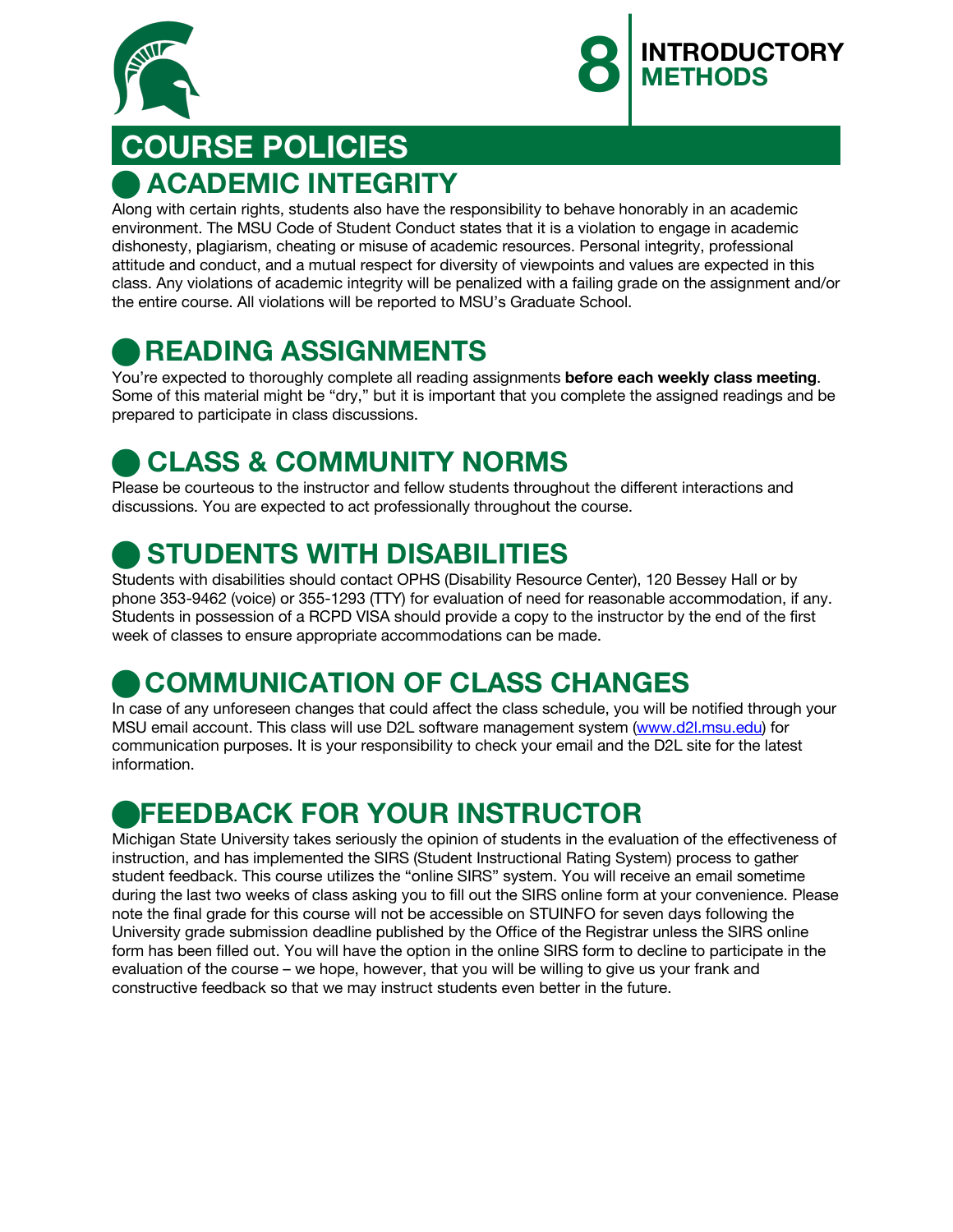# COURSE POLICIES

## ACADEMIC INTEGRITY

Along with certain rights, students also have the responsibility to behave honorably in an academic environment. The MSU Code of Student Conduct states that it is a violation to engage in academic dishonesty, plagiarism, cheating or misuse of academic resources. Personal integrity, professional attitude and conduct, and a mutual respect for diversity of viewpoints and values are expected in this class. Any violations of academic integrity will be penalized with a failing grade on the assignment and/or the entire course. All violations will be reported to MSU's Graduate School.

## READING ASSIGNMENTS

You're expected to thoroughly complete all reading assignments **before each weekly class meeting**. Some of this material might be "dry," but it is important that you complete the assigned readings and be prepared to participate in class discussions.

## CLASS & COMMUNITY NORMS

Please be courteous to the instructor and fellow students throughout the different interactions and discussions. You are expected to act professionally throughout the course.

## STUDENTS WITH DISABILITIES

Students with disabilities should contact OPHS (Disability Resource Center), 120 Bessey Hall or by phone 353-9462 (voice) or 355-1293 (TTY) for evaluation of need for reasonable accommodation, if any. Students in possession of a RCPD VISA should provide a copy to the instructor by the end of the first week of classes to ensure appropriate accommodations can be made.

## COMMUNICATION OF CLASS CHANGES

In case of any unforeseen changes that could affect the class schedule, you will be notified through your MSU email account. This class will use D2L software management system ([www.d2l.msu.edu](www.d2l.msu.edu)) for communication purposes. It is your responsibility to check your email and the D2L site for the latest information.

## FEEDBACK FOR YOUR INSTRUCTOR

Michigan State University takes seriously the opinion of students in the evaluation of the effectiveness of instruction, and has implemented the SIRS (Student Instructional Rating System) process to gather student feedback. This course utilizes the "online SIRS" system. You will receive an email sometime during the last two weeks of class asking you to fill out the SIRS online form at your convenience. Please note the final grade for this course will not be accessible on STUINFO for seven days following the University grade submission deadline published by the Office of the Registrar unless the SIRS online form has been filled out. You will have the option in the online SIRS form to decline to participate in the evaluation of the course – we hope, however, that you will be willing to give us your frank and constructive feedback so that we may instruct students even better in the future.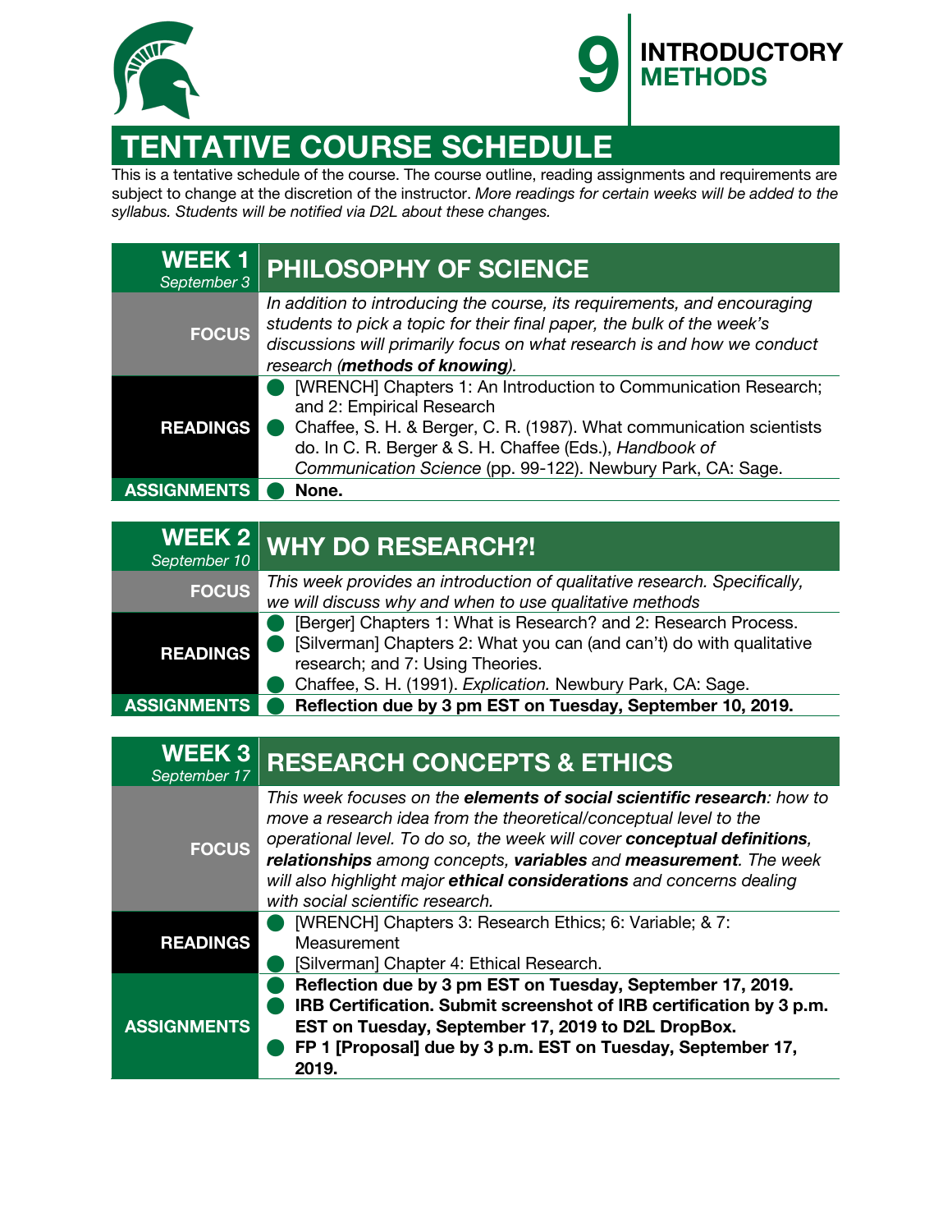# TENTATIVE COURSE SCHEDULE

This is a tentative schedule of the course. The course outline, reading assignments and requirements are subject to change at the discretion of the instructor. *More readings for certain weeks will be added to the syllabus. Students will be notified via D2L about these changes.*

| **WEEK 1** *September 3* | **PHILOSOPHY OF SCIENCE** |
|---|---|
| **FOCUS** | *In addition to introducing the course, its requirements, and encouraging students to pick a topic for their final paper, the bulk of the week's discussions will primarily focus on what research is and how we conduct research (**methods of knowing**).* |
| **READINGS** | • [WRENCH] Chapters 1: An Introduction to Communication Research; and 2: Empirical Research<br>• Chaffee, S. H. & Berger, C. R. (1987). What communication scientists do. In C. R. Berger & S. H. Chaffee (Eds.), *Handbook of Communication Science* (pp. 99-122). Newbury Park, CA: Sage. |
| **ASSIGNMENTS** | • **None.** |

| **WEEK 2** *September 10* | **WHY DO RESEARCH?!** |
|---|---|
| **FOCUS** | *This week provides an introduction of qualitative research. Specifically, we will discuss why and when to use qualitative methods* |
| **READINGS** | • [Berger] Chapters 1: What is Research? and 2: Research Process.<br>• [Silverman] Chapters 2: What you can (and can't) do with qualitative research; and 7: Using Theories.<br>• Chaffee, S. H. (1991). *Explication.* Newbury Park, CA: Sage. |
| **ASSIGNMENTS** | • **Reflection due by 3 pm EST on Tuesday, September 10, 2019.** |

| **WEEK 3** *September 17* | **RESEARCH CONCEPTS & ETHICS** |
|---|---|
| **FOCUS** | *This week focuses on the **elements of social scientific research**: how to move a research idea from the theoretical/conceptual level to the operational level. To do so, the week will cover **conceptual definitions**, **relationships** among concepts, **variables** and **measurement**. The week will also highlight major **ethical considerations** and concerns dealing with social scientific research.* |
| **READINGS** | • [WRENCH] Chapters 3: Research Ethics; 6: Variable; & 7: Measurement<br>• [Silverman] Chapter 4: Ethical Research. |
| **ASSIGNMENTS** | • **Reflection due by 3 pm EST on Tuesday, September 17, 2019.**<br>• **IRB Certification. Submit screenshot of IRB certification by 3 p.m. EST on Tuesday, September 17, 2019 to D2L DropBox.**<br>• **FP 1 [Proposal] due by 3 p.m. EST on Tuesday, September 17, 2019.** |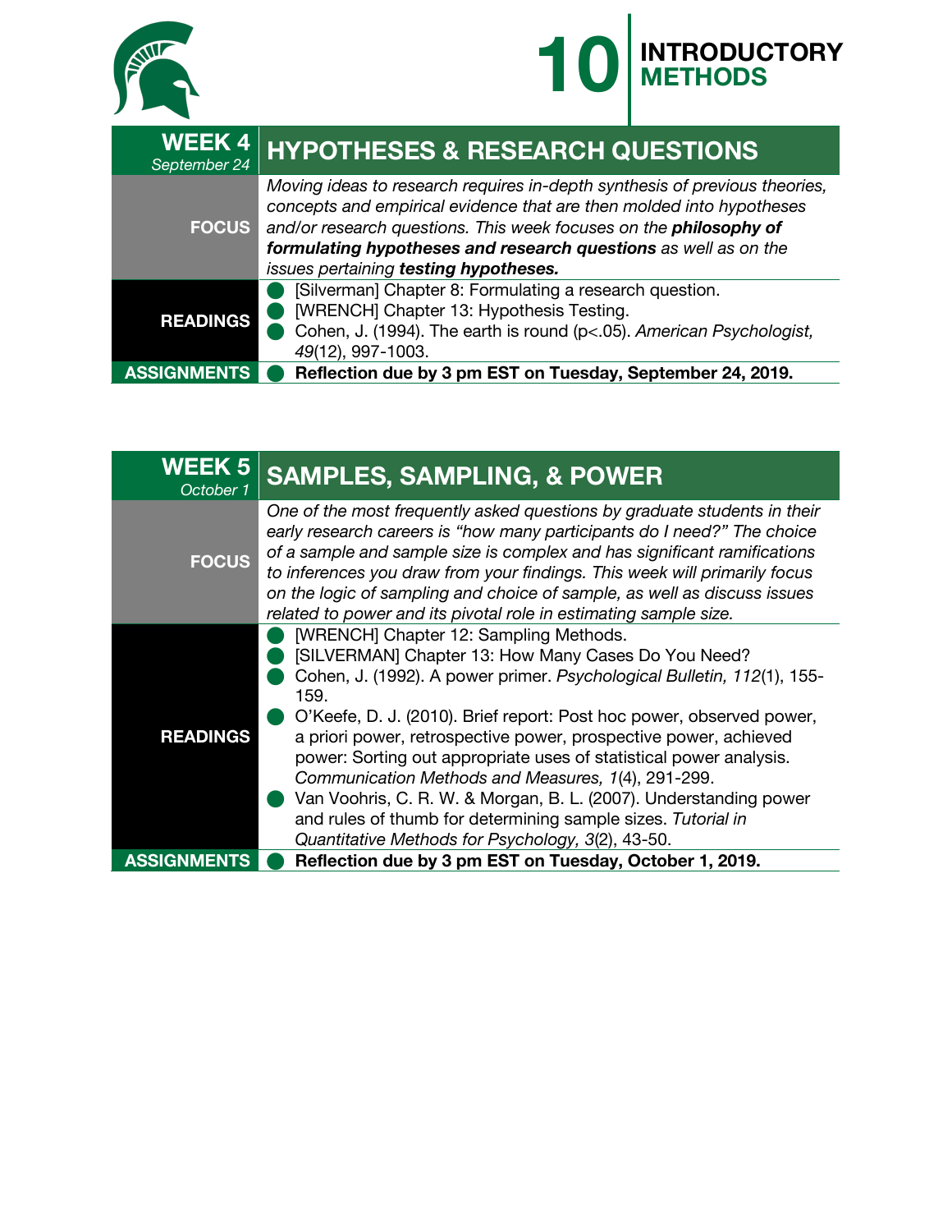## WEEK 4 — September 24 — HYPOTHESES & RESEARCH QUESTIONS

**FOCUS**

*Moving ideas to research requires in-depth synthesis of previous theories, concepts and empirical evidence that are then molded into hypotheses and/or research questions. This week focuses on the **philosophy of formulating hypotheses and research questions** as well as on the issues pertaining **testing hypotheses.***

**READINGS**

- [Silverman] Chapter 8: Formulating a research question.
- [WRENCH] Chapter 13: Hypothesis Testing.
- Cohen, J. (1994). The earth is round (p<.05). *American Psychologist, 49*(12), 997-1003.

**ASSIGNMENTS**

- **Reflection due by 3 pm EST on Tuesday, September 24, 2019.**

## WEEK 5 — October 1 — SAMPLES, SAMPLING, & POWER

**FOCUS**

*One of the most frequently asked questions by graduate students in their early research careers is "how many participants do I need?" The choice of a sample and sample size is complex and has significant ramifications to inferences you draw from your findings. This week will primarily focus on the logic of sampling and choice of sample, as well as discuss issues related to power and its pivotal role in estimating sample size.*

**READINGS**

- [WRENCH] Chapter 12: Sampling Methods.
- [SILVERMAN] Chapter 13: How Many Cases Do You Need?
- Cohen, J. (1992). A power primer. *Psychological Bulletin, 112*(1), 155-159.
- O'Keefe, D. J. (2010). Brief report: Post hoc power, observed power, a priori power, retrospective power, prospective power, achieved power: Sorting out appropriate uses of statistical power analysis. *Communication Methods and Measures, 1*(4), 291-299.
- Van Voohris, C. R. W. & Morgan, B. L. (2007). Understanding power and rules of thumb for determining sample sizes. *Tutorial in Quantitative Methods for Psychology, 3*(2), 43-50.

**ASSIGNMENTS**

- **Reflection due by 3 pm EST on Tuesday, October 1, 2019.**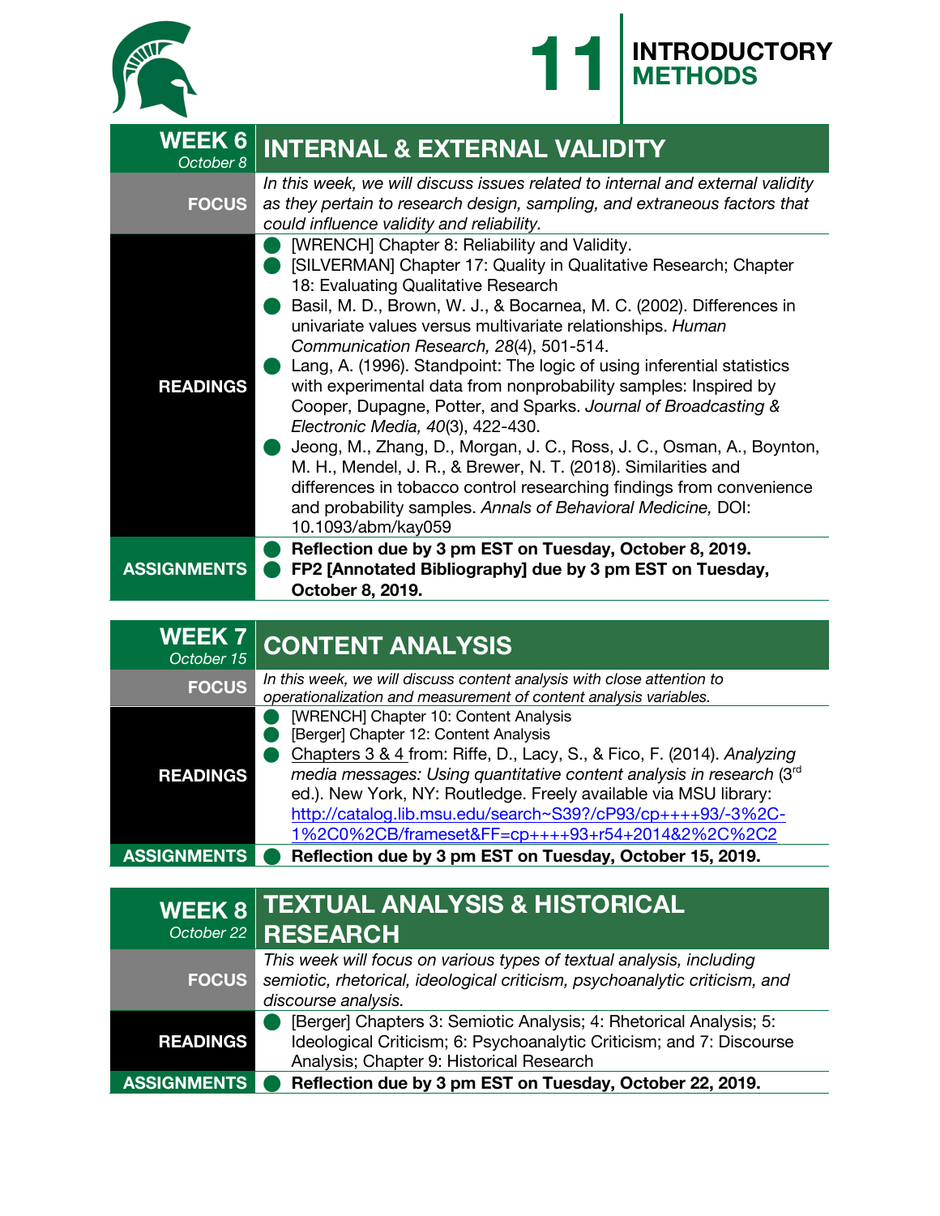## WEEK 6 — October 8: INTERNAL & EXTERNAL VALIDITY

**FOCUS**

*In this week, we will discuss issues related to internal and external validity as they pertain to research design, sampling, and extraneous factors that could influence validity and reliability.*

**READINGS**

- [WRENCH] Chapter 8: Reliability and Validity.
- [SILVERMAN] Chapter 17: Quality in Qualitative Research; Chapter 18: Evaluating Qualitative Research
- Basil, M. D., Brown, W. J., & Bocarnea, M. C. (2002). Differences in univariate values versus multivariate relationships. *Human Communication Research, 28*(4), 501-514.
- Lang, A. (1996). Standpoint: The logic of using inferential statistics with experimental data from nonprobability samples: Inspired by Cooper, Dupagne, Potter, and Sparks. *Journal of Broadcasting & Electronic Media, 40*(3), 422-430.
- Jeong, M., Zhang, D., Morgan, J. C., Ross, J. C., Osman, A., Boynton, M. H., Mendel, J. R., & Brewer, N. T. (2018). Similarities and differences in tobacco control researching findings from convenience and probability samples. *Annals of Behavioral Medicine,* DOI: 10.1093/abm/kay059

**ASSIGNMENTS**

- **Reflection due by 3 pm EST on Tuesday, October 8, 2019.**
- **FP2 [Annotated Bibliography] due by 3 pm EST on Tuesday, October 8, 2019.**

## WEEK 7 — October 15: CONTENT ANALYSIS

**FOCUS**

*In this week, we will discuss content analysis with close attention to operationalization and measurement of content analysis variables.*

**READINGS**

- [WRENCH] Chapter 10: Content Analysis
- [Berger] Chapter 12: Content Analysis
- Chapters 3 & 4 from: Riffe, D., Lacy, S., & Fico, F. (2014). *Analyzing media messages: Using quantitative content analysis in research* (3rd ed.). New York, NY: Routledge. Freely available via MSU library: http://catalog.lib.msu.edu/search~S39?/cP93/cp++++93/-3%2C-1%2C0%2CB/frameset&FF=cp++++93+r54+2014&2%2C%2C2

**ASSIGNMENTS**

- **Reflection due by 3 pm EST on Tuesday, October 15, 2019.**

## WEEK 8 — October 22: TEXTUAL ANALYSIS & HISTORICAL RESEARCH

**FOCUS**

*This week will focus on various types of textual analysis, including semiotic, rhetorical, ideological criticism, psychoanalytic criticism, and discourse analysis.*

**READINGS**

- [Berger] Chapters 3: Semiotic Analysis; 4: Rhetorical Analysis; 5: Ideological Criticism; 6: Psychoanalytic Criticism; and 7: Discourse Analysis; Chapter 9: Historical Research

**ASSIGNMENTS**

- **Reflection due by 3 pm EST on Tuesday, October 22, 2019.**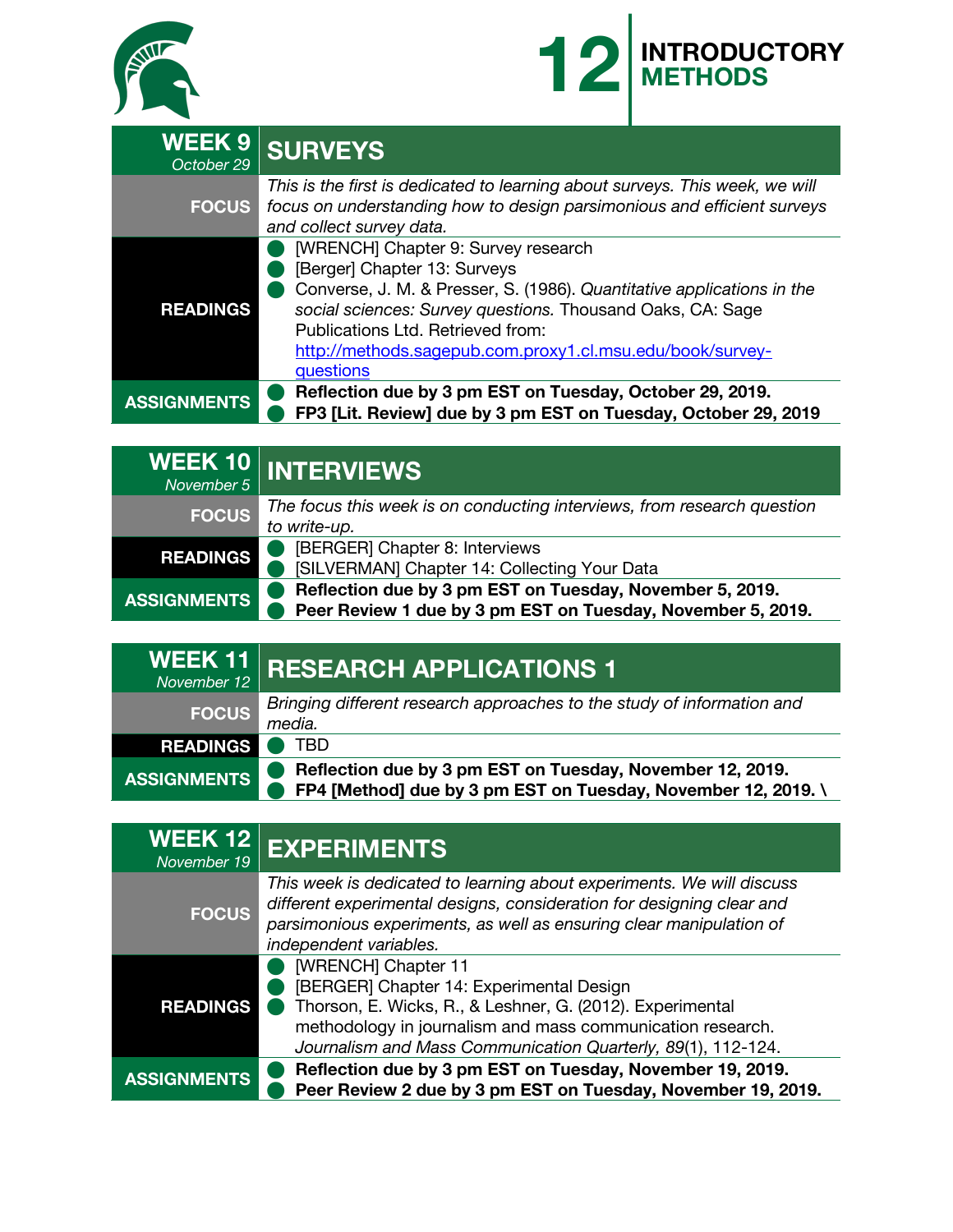## WEEK 9 — October 29 — SURVEYS

| | |
|---|---|
| **FOCUS** | *This is the first is dedicated to learning about surveys. This week, we will focus on understanding how to design parsimonious and efficient surveys and collect survey data.* |
| **READINGS** | • [WRENCH] Chapter 9: Survey research<br>• [Berger] Chapter 13: Surveys<br>• Converse, J. M. & Presser, S. (1986). *Quantitative applications in the social sciences: Survey questions.* Thousand Oaks, CA: Sage Publications Ltd. Retrieved from: http://methods.sagepub.com.proxy1.cl.msu.edu/book/survey-questions |
| **ASSIGNMENTS** | • **Reflection due by 3 pm EST on Tuesday, October 29, 2019.**<br>• **FP3 [Lit. Review] due by 3 pm EST on Tuesday, October 29, 2019** |

## WEEK 10 — November 5 — INTERVIEWS

| | |
|---|---|
| **FOCUS** | *The focus this week is on conducting interviews, from research question to write-up.* |
| **READINGS** | • [BERGER] Chapter 8: Interviews<br>• [SILVERMAN] Chapter 14: Collecting Your Data |
| **ASSIGNMENTS** | • **Reflection due by 3 pm EST on Tuesday, November 5, 2019.**<br>• **Peer Review 1 due by 3 pm EST on Tuesday, November 5, 2019.** |

## WEEK 11 — November 12 — RESEARCH APPLICATIONS 1

| | |
|---|---|
| **FOCUS** | *Bringing different research approaches to the study of information and media.* |
| **READINGS** | • TBD |
| **ASSIGNMENTS** | • **Reflection due by 3 pm EST on Tuesday, November 12, 2019.**<br>• **FP4 [Method] due by 3 pm EST on Tuesday, November 12, 2019. \\** |

## WEEK 12 — November 19 — EXPERIMENTS

| | |
|---|---|
| **FOCUS** | *This week is dedicated to learning about experiments. We will discuss different experimental designs, consideration for designing clear and parsimonious experiments, as well as ensuring clear manipulation of independent variables.* |
| **READINGS** | • [WRENCH] Chapter 11<br>• [BERGER] Chapter 14: Experimental Design<br>• Thorson, E. Wicks, R., & Leshner, G. (2012). Experimental methodology in journalism and mass communication research. *Journalism and Mass Communication Quarterly, 89*(1), 112-124. |
| **ASSIGNMENTS** | • **Reflection due by 3 pm EST on Tuesday, November 19, 2019.**<br>• **Peer Review 2 due by 3 pm EST on Tuesday, November 19, 2019.** |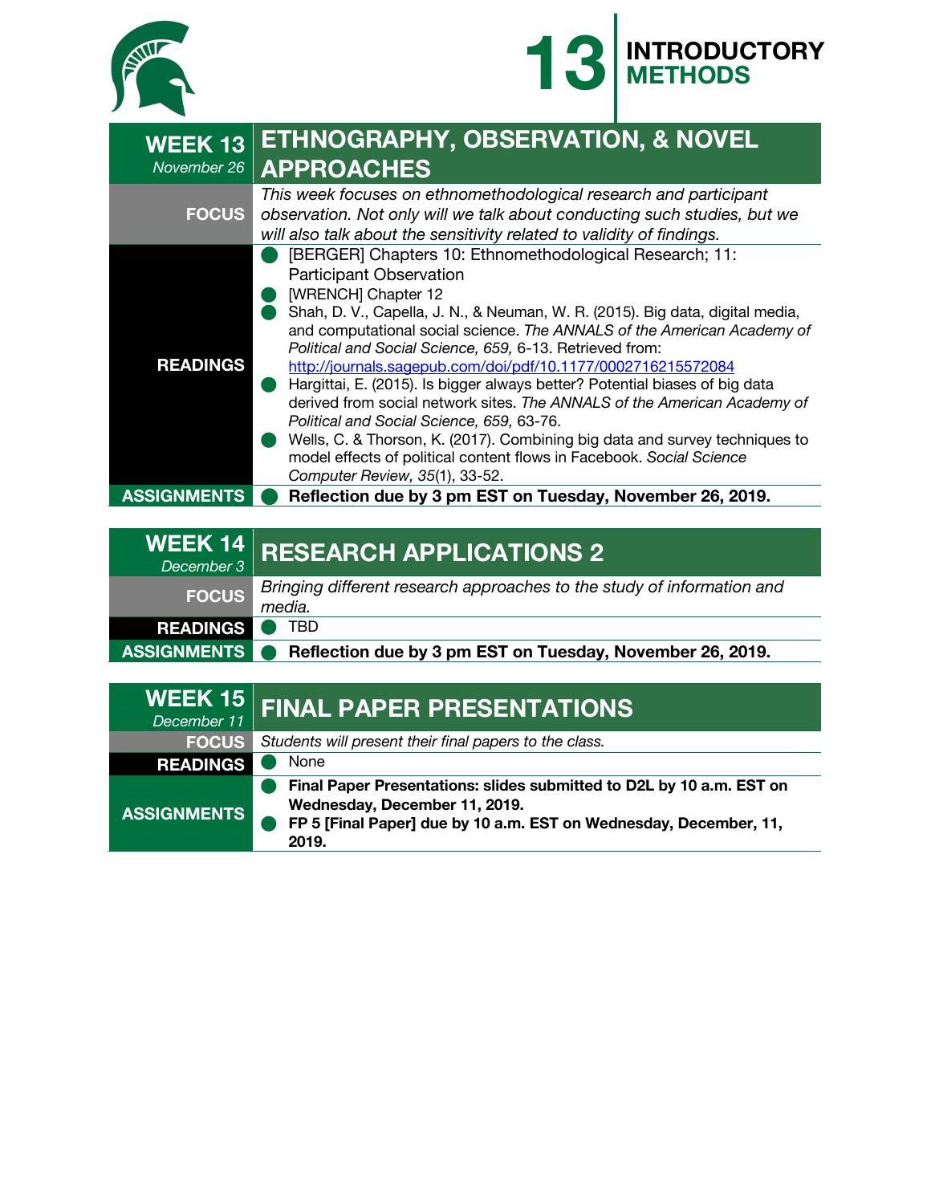## WEEK 13 — November 26 — ETHNOGRAPHY, OBSERVATION, & NOVEL APPROACHES

| | |
|---|---|
| **FOCUS** | *This week focuses on ethnomethodological research and participant observation. Not only will we talk about conducting such studies, but we will also talk about the sensitivity related to validity of findings.* |
| **READINGS** | • [BERGER] Chapters 10: Ethnomethodological Research; 11: Participant Observation<br>• [WRENCH] Chapter 12<br>• Shah, D. V., Capella, J. N., & Neuman, W. R. (2015). Big data, digital media, and computational social science. *The ANNALS of the American Academy of Political and Social Science, 659,* 6-13. Retrieved from: http://journals.sagepub.com/doi/pdf/10.1177/0002716215572084<br>• Hargittai, E. (2015). Is bigger always better? Potential biases of big data derived from social network sites. *The ANNALS of the American Academy of Political and Social Science, 659,* 63-76.<br>• Wells, C. & Thorson, K. (2017). Combining big data and survey techniques to model effects of political content flows in Facebook. *Social Science Computer Review, 35*(1), 33-52. |
| **ASSIGNMENTS** | • **Reflection due by 3 pm EST on Tuesday, November 26, 2019.** |

## WEEK 14 — December 3 — RESEARCH APPLICATIONS 2

| | |
|---|---|
| **FOCUS** | *Bringing different research approaches to the study of information and media.* |
| **READINGS** | • TBD |
| **ASSIGNMENTS** | • **Reflection due by 3 pm EST on Tuesday, November 26, 2019.** |

## WEEK 15 — December 11 — FINAL PAPER PRESENTATIONS

| | |
|---|---|
| **FOCUS** | *Students will present their final papers to the class.* |
| **READINGS** | • None |
| **ASSIGNMENTS** | • **Final Paper Presentations: slides submitted to D2L by 10 a.m. EST on Wednesday, December 11, 2019.**<br>• **FP 5 [Final Paper] due by 10 a.m. EST on Wednesday, December, 11, 2019.** |